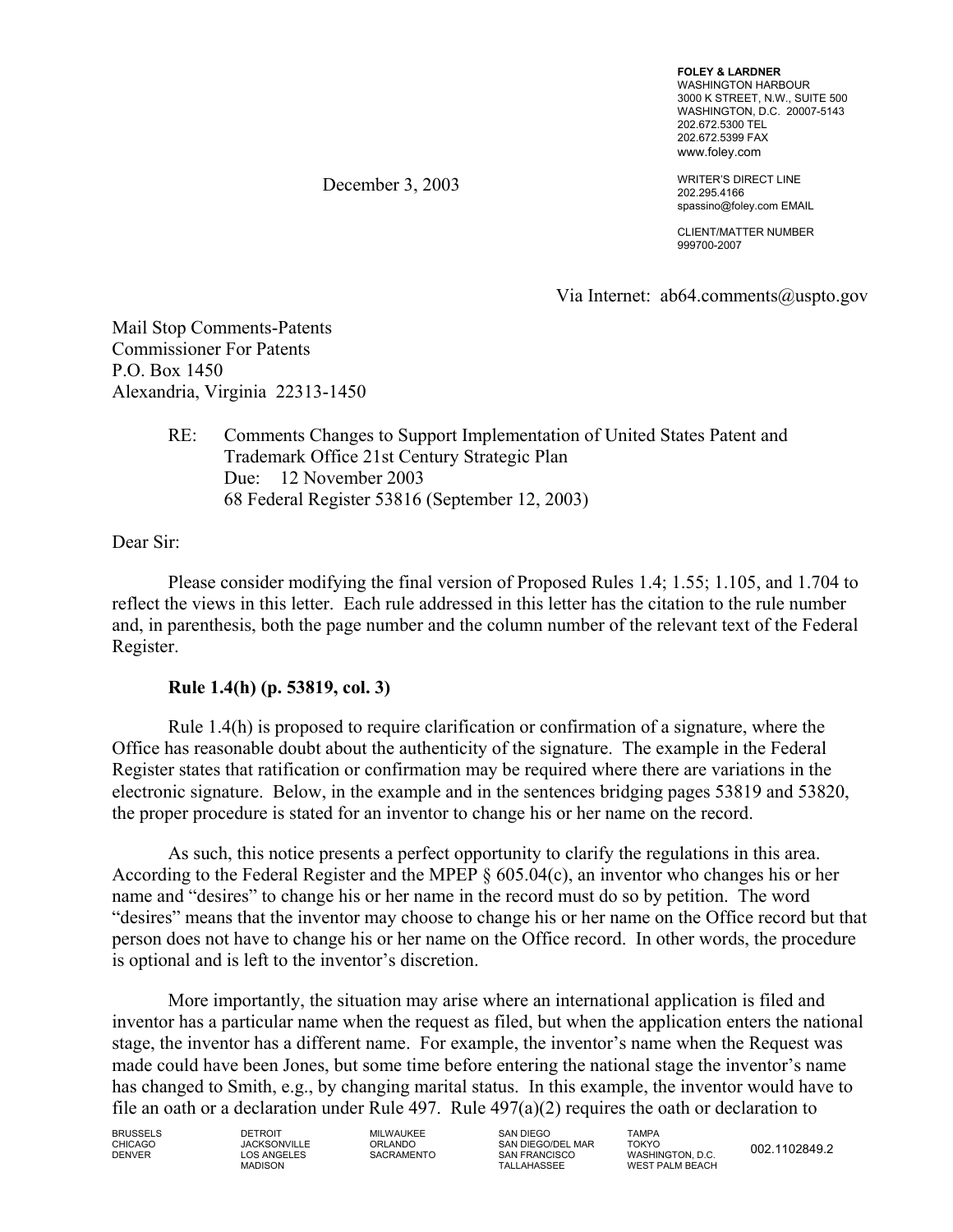**FOLEY & LARDNER**
WASHINGTON HARBOUR
3000 K STREET, N.W., SUITE 500
WASHINGTON, D.C. 20007-5143
202.672.5300 TEL
202.672.5399 FAX
www.foley.com

December 3, 2003

WRITER'S DIRECT LINE
202.295.4166
spassino@foley.com EMAIL

CLIENT/MATTER NUMBER
999700-2007

Via Internet: ab64.comments@uspto.gov

Mail Stop Comments-Patents
Commissioner For Patents
P.O. Box 1450
Alexandria, Virginia 22313-1450

RE: Comments Changes to Support Implementation of United States Patent and Trademark Office 21st Century Strategic Plan
Due: 12 November 2003
68 Federal Register 53816 (September 12, 2003)

Dear Sir:

Please consider modifying the final version of Proposed Rules 1.4; 1.55; 1.105, and 1.704 to reflect the views in this letter. Each rule addressed in this letter has the citation to the rule number and, in parenthesis, both the page number and the column number of the relevant text of the Federal Register.

**Rule 1.4(h) (p. 53819, col. 3)**

Rule 1.4(h) is proposed to require clarification or confirmation of a signature, where the Office has reasonable doubt about the authenticity of the signature. The example in the Federal Register states that ratification or confirmation may be required where there are variations in the electronic signature. Below, in the example and in the sentences bridging pages 53819 and 53820, the proper procedure is stated for an inventor to change his or her name on the record.

As such, this notice presents a perfect opportunity to clarify the regulations in this area. According to the Federal Register and the MPEP § 605.04(c), an inventor who changes his or her name and "desires" to change his or her name in the record must do so by petition. The word "desires" means that the inventor may choose to change his or her name on the Office record but that person does not have to change his or her name on the Office record. In other words, the procedure is optional and is left to the inventor's discretion.

More importantly, the situation may arise where an international application is filed and inventor has a particular name when the request as filed, but when the application enters the national stage, the inventor has a different name. For example, the inventor's name when the Request was made could have been Jones, but some time before entering the national stage the inventor's name has changed to Smith, e.g., by changing marital status. In this example, the inventor would have to file an oath or a declaration under Rule 497. Rule 497(a)(2) requires the oath or declaration to

BRUSSELS CHICAGO DENVER DETROIT JACKSONVILLE LOS ANGELES MADISON MILWAUKEE ORLANDO SACRAMENTO SAN DIEGO SAN DIEGO/DEL MAR SAN FRANCISCO TALLAHASSEE TAMPA TOKYO WASHINGTON, D.C. WEST PALM BEACH

002.1102849.2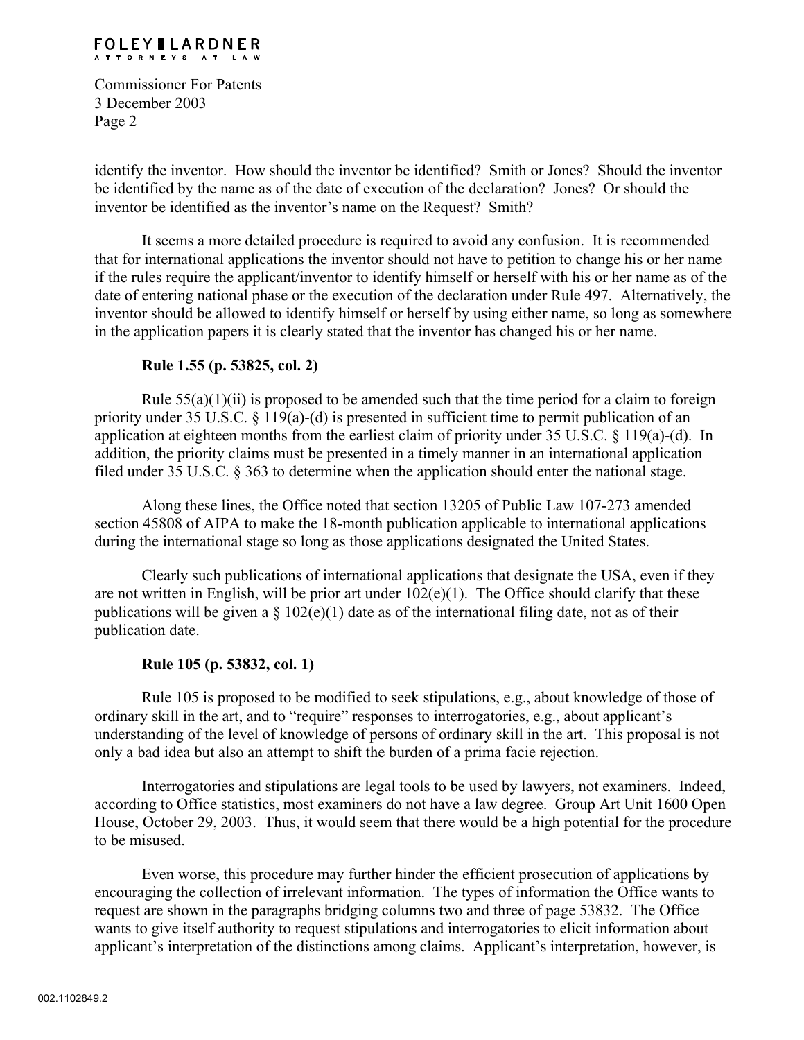identify the inventor. How should the inventor be identified? Smith or Jones? Should the inventor be identified by the name as of the date of execution of the declaration? Jones? Or should the inventor be identified as the inventor's name on the Request? Smith?

It seems a more detailed procedure is required to avoid any confusion. It is recommended that for international applications the inventor should not have to petition to change his or her name if the rules require the applicant/inventor to identify himself or herself with his or her name as of the date of entering national phase or the execution of the declaration under Rule 497. Alternatively, the inventor should be allowed to identify himself or herself by using either name, so long as somewhere in the application papers it is clearly stated that the inventor has changed his or her name.

**Rule 1.55 (p. 53825, col. 2)**

Rule 55(a)(1)(ii) is proposed to be amended such that the time period for a claim to foreign priority under 35 U.S.C. § 119(a)-(d) is presented in sufficient time to permit publication of an application at eighteen months from the earliest claim of priority under 35 U.S.C. § 119(a)-(d). In addition, the priority claims must be presented in a timely manner in an international application filed under 35 U.S.C. § 363 to determine when the application should enter the national stage.

Along these lines, the Office noted that section 13205 of Public Law 107-273 amended section 45808 of AIPA to make the 18-month publication applicable to international applications during the international stage so long as those applications designated the United States.

Clearly such publications of international applications that designate the USA, even if they are not written in English, will be prior art under 102(e)(1). The Office should clarify that these publications will be given a § 102(e)(1) date as of the international filing date, not as of their publication date.

**Rule 105 (p. 53832, col. 1)**

Rule 105 is proposed to be modified to seek stipulations, e.g., about knowledge of those of ordinary skill in the art, and to "require" responses to interrogatories, e.g., about applicant's understanding of the level of knowledge of persons of ordinary skill in the art. This proposal is not only a bad idea but also an attempt to shift the burden of a prima facie rejection.

Interrogatories and stipulations are legal tools to be used by lawyers, not examiners. Indeed, according to Office statistics, most examiners do not have a law degree. Group Art Unit 1600 Open House, October 29, 2003. Thus, it would seem that there would be a high potential for the procedure to be misused.

Even worse, this procedure may further hinder the efficient prosecution of applications by encouraging the collection of irrelevant information. The types of information the Office wants to request are shown in the paragraphs bridging columns two and three of page 53832. The Office wants to give itself authority to request stipulations and interrogatories to elicit information about applicant's interpretation of the distinctions among claims. Applicant's interpretation, however, is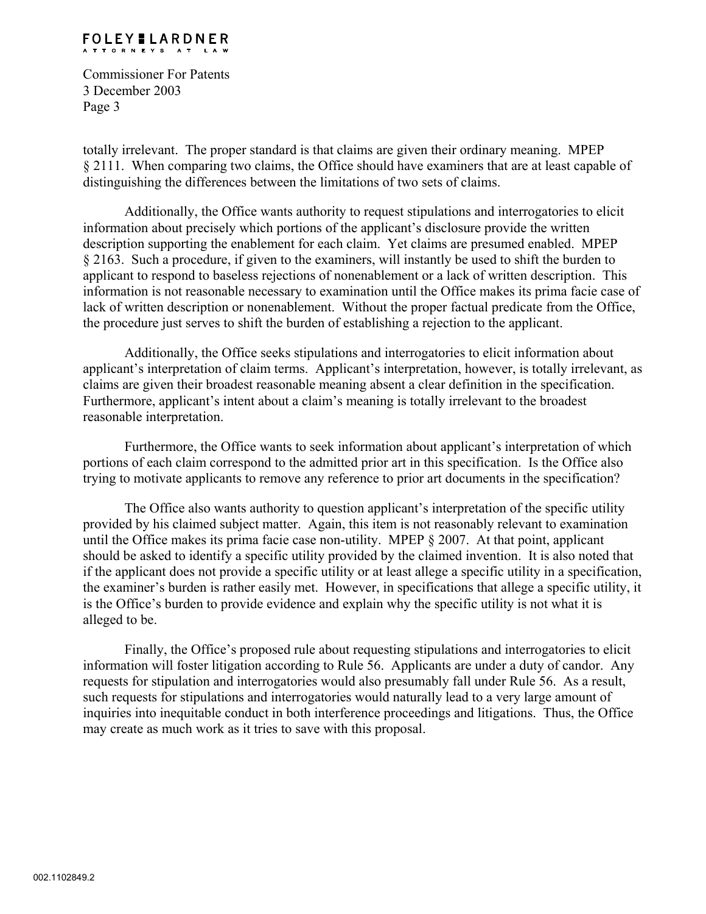totally irrelevant. The proper standard is that claims are given their ordinary meaning. MPEP § 2111. When comparing two claims, the Office should have examiners that are at least capable of distinguishing the differences between the limitations of two sets of claims.

Additionally, the Office wants authority to request stipulations and interrogatories to elicit information about precisely which portions of the applicant's disclosure provide the written description supporting the enablement for each claim. Yet claims are presumed enabled. MPEP § 2163. Such a procedure, if given to the examiners, will instantly be used to shift the burden to applicant to respond to baseless rejections of nonenablement or a lack of written description. This information is not reasonable necessary to examination until the Office makes its prima facie case of lack of written description or nonenablement. Without the proper factual predicate from the Office, the procedure just serves to shift the burden of establishing a rejection to the applicant.

Additionally, the Office seeks stipulations and interrogatories to elicit information about applicant's interpretation of claim terms. Applicant's interpretation, however, is totally irrelevant, as claims are given their broadest reasonable meaning absent a clear definition in the specification. Furthermore, applicant's intent about a claim's meaning is totally irrelevant to the broadest reasonable interpretation.

Furthermore, the Office wants to seek information about applicant's interpretation of which portions of each claim correspond to the admitted prior art in this specification. Is the Office also trying to motivate applicants to remove any reference to prior art documents in the specification?

The Office also wants authority to question applicant's interpretation of the specific utility provided by his claimed subject matter. Again, this item is not reasonably relevant to examination until the Office makes its prima facie case non-utility. MPEP § 2007. At that point, applicant should be asked to identify a specific utility provided by the claimed invention. It is also noted that if the applicant does not provide a specific utility or at least allege a specific utility in a specification, the examiner's burden is rather easily met. However, in specifications that allege a specific utility, it is the Office's burden to provide evidence and explain why the specific utility is not what it is alleged to be.

Finally, the Office's proposed rule about requesting stipulations and interrogatories to elicit information will foster litigation according to Rule 56. Applicants are under a duty of candor. Any requests for stipulation and interrogatories would also presumably fall under Rule 56. As a result, such requests for stipulations and interrogatories would naturally lead to a very large amount of inquiries into inequitable conduct in both interference proceedings and litigations. Thus, the Office may create as much work as it tries to save with this proposal.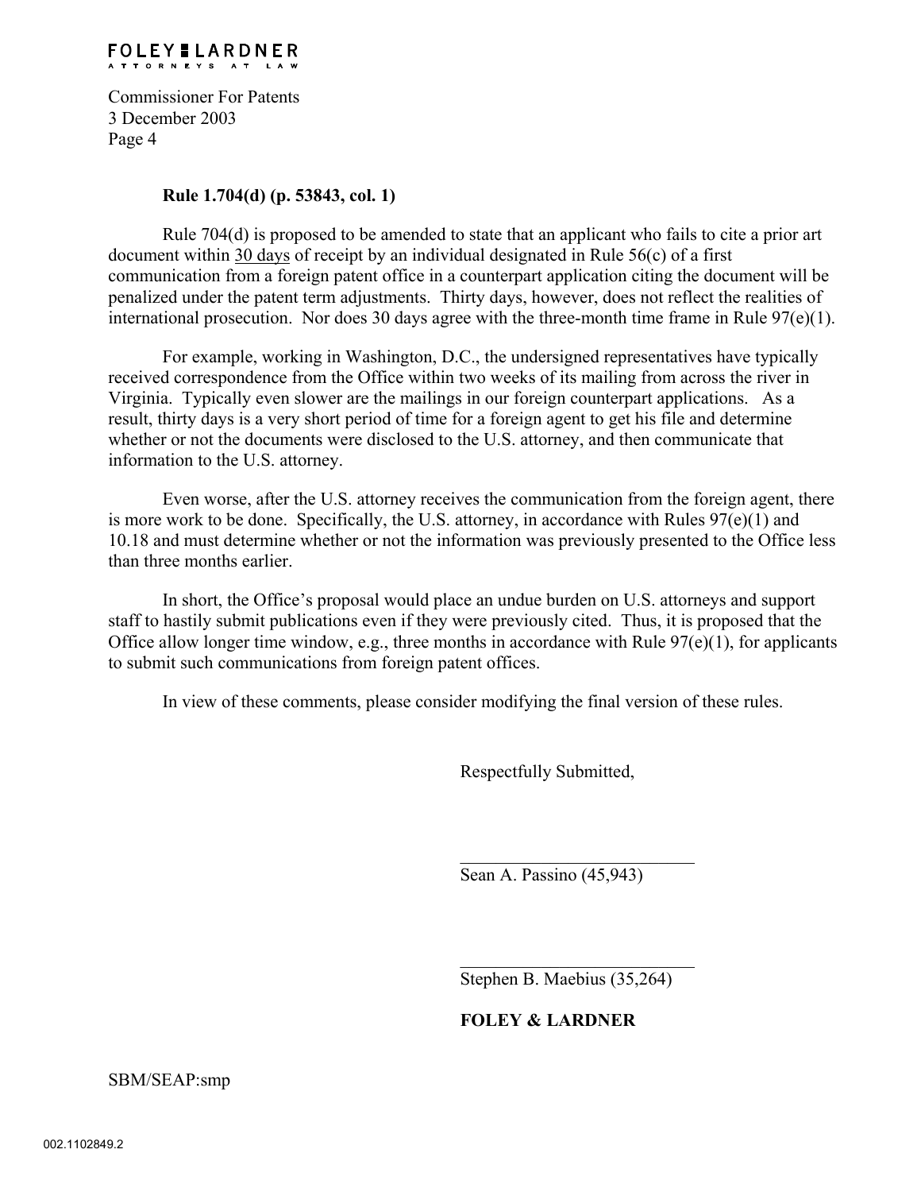**Rule 1.704(d) (p. 53843, col. 1)**

Rule 704(d) is proposed to be amended to state that an applicant who fails to cite a prior art document within <u>30 days</u> of receipt by an individual designated in Rule 56(c) of a first communication from a foreign patent office in a counterpart application citing the document will be penalized under the patent term adjustments. Thirty days, however, does not reflect the realities of international prosecution. Nor does 30 days agree with the three-month time frame in Rule 97(e)(1).

For example, working in Washington, D.C., the undersigned representatives have typically received correspondence from the Office within two weeks of its mailing from across the river in Virginia. Typically even slower are the mailings in our foreign counterpart applications. As a result, thirty days is a very short period of time for a foreign agent to get his file and determine whether or not the documents were disclosed to the U.S. attorney, and then communicate that information to the U.S. attorney.

Even worse, after the U.S. attorney receives the communication from the foreign agent, there is more work to be done. Specifically, the U.S. attorney, in accordance with Rules 97(e)(1) and 10.18 and must determine whether or not the information was previously presented to the Office less than three months earlier.

In short, the Office's proposal would place an undue burden on U.S. attorneys and support staff to hastily submit publications even if they were previously cited. Thus, it is proposed that the Office allow longer time window, e.g., three months in accordance with Rule 97(e)(1), for applicants to submit such communications from foreign patent offices.

In view of these comments, please consider modifying the final version of these rules.

Respectfully Submitted,

Sean A. Passino (45,943)

Stephen B. Maebius (35,264)

**FOLEY & LARDNER**

SBM/SEAP:smp

002.1102849.2